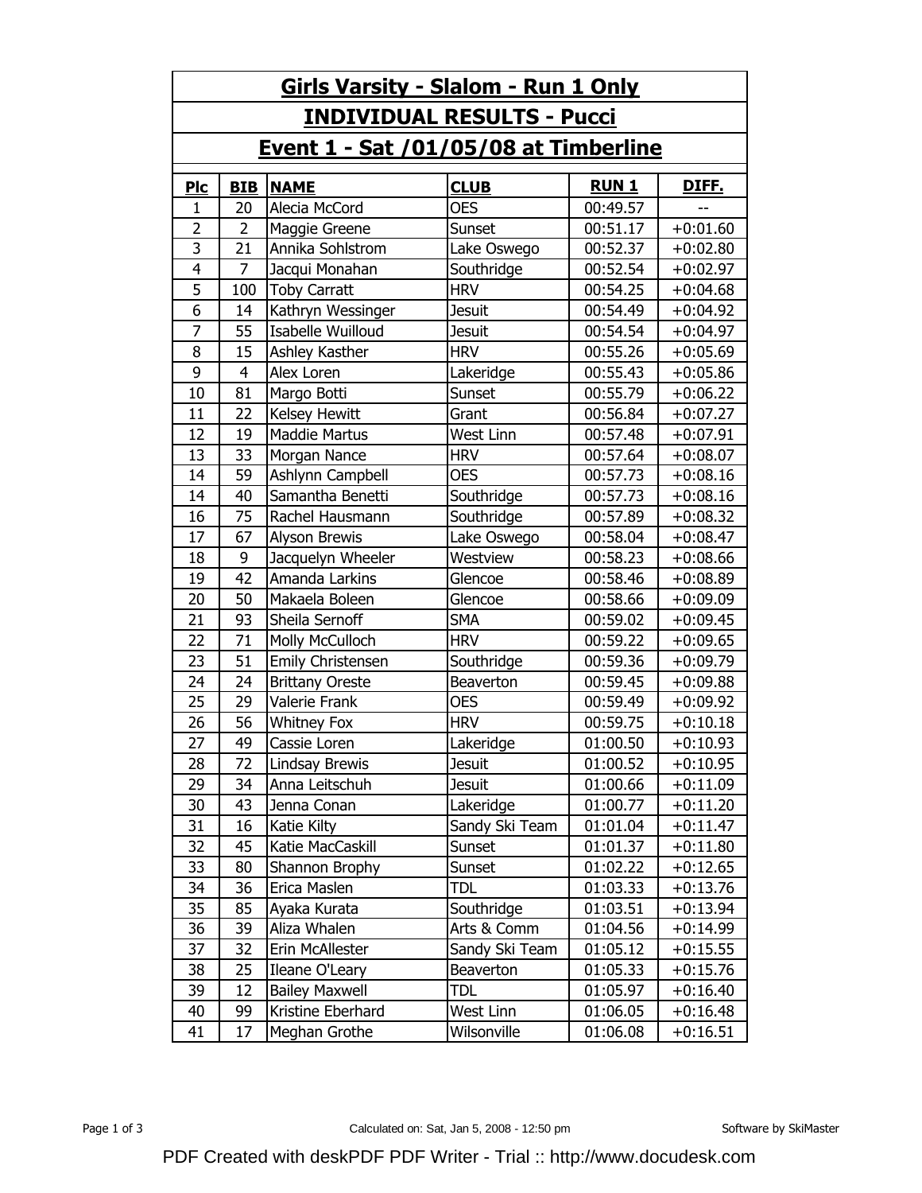# Girls Varsity - Slalom - Run 1 Only

## INDIVIDUAL RESULTS - Pucci

## Event 1 - Sat /01/05/08 at Timberline

| Plc | BIB | NAME | CLUB | RUN 1 | DIFF. |
|---|---|---|---|---|---|
| 1 | 20 | Alecia McCord | OES | 00:49.57 | -- |
| 2 | 2 | Maggie Greene | Sunset | 00:51.17 | +0:01.60 |
| 3 | 21 | Annika Sohlstrom | Lake Oswego | 00:52.37 | +0:02.80 |
| 4 | 7 | Jacqui Monahan | Southridge | 00:52.54 | +0:02.97 |
| 5 | 100 | Toby Carratt | HRV | 00:54.25 | +0:04.68 |
| 6 | 14 | Kathryn Wessinger | Jesuit | 00:54.49 | +0:04.92 |
| 7 | 55 | Isabelle Wuilloud | Jesuit | 00:54.54 | +0:04.97 |
| 8 | 15 | Ashley Kasther | HRV | 00:55.26 | +0:05.69 |
| 9 | 4 | Alex Loren | Lakeridge | 00:55.43 | +0:05.86 |
| 10 | 81 | Margo Botti | Sunset | 00:55.79 | +0:06.22 |
| 11 | 22 | Kelsey Hewitt | Grant | 00:56.84 | +0:07.27 |
| 12 | 19 | Maddie Martus | West Linn | 00:57.48 | +0:07.91 |
| 13 | 33 | Morgan Nance | HRV | 00:57.64 | +0:08.07 |
| 14 | 59 | Ashlynn Campbell | OES | 00:57.73 | +0:08.16 |
| 14 | 40 | Samantha Benetti | Southridge | 00:57.73 | +0:08.16 |
| 16 | 75 | Rachel Hausmann | Southridge | 00:57.89 | +0:08.32 |
| 17 | 67 | Alyson Brewis | Lake Oswego | 00:58.04 | +0:08.47 |
| 18 | 9 | Jacquelyn Wheeler | Westview | 00:58.23 | +0:08.66 |
| 19 | 42 | Amanda Larkins | Glencoe | 00:58.46 | +0:08.89 |
| 20 | 50 | Makaela Boleen | Glencoe | 00:58.66 | +0:09.09 |
| 21 | 93 | Sheila Sernoff | SMA | 00:59.02 | +0:09.45 |
| 22 | 71 | Molly McCulloch | HRV | 00:59.22 | +0:09.65 |
| 23 | 51 | Emily Christensen | Southridge | 00:59.36 | +0:09.79 |
| 24 | 24 | Brittany Oreste | Beaverton | 00:59.45 | +0:09.88 |
| 25 | 29 | Valerie Frank | OES | 00:59.49 | +0:09.92 |
| 26 | 56 | Whitney Fox | HRV | 00:59.75 | +0:10.18 |
| 27 | 49 | Cassie Loren | Lakeridge | 01:00.50 | +0:10.93 |
| 28 | 72 | Lindsay Brewis | Jesuit | 01:00.52 | +0:10.95 |
| 29 | 34 | Anna Leitschuh | Jesuit | 01:00.66 | +0:11.09 |
| 30 | 43 | Jenna Conan | Lakeridge | 01:00.77 | +0:11.20 |
| 31 | 16 | Katie Kilty | Sandy Ski Team | 01:01.04 | +0:11.47 |
| 32 | 45 | Katie MacCaskill | Sunset | 01:01.37 | +0:11.80 |
| 33 | 80 | Shannon Brophy | Sunset | 01:02.22 | +0:12.65 |
| 34 | 36 | Erica Maslen | TDL | 01:03.33 | +0:13.76 |
| 35 | 85 | Ayaka Kurata | Southridge | 01:03.51 | +0:13.94 |
| 36 | 39 | Aliza Whalen | Arts & Comm | 01:04.56 | +0:14.99 |
| 37 | 32 | Erin McAllester | Sandy Ski Team | 01:05.12 | +0:15.55 |
| 38 | 25 | Ileane O'Leary | Beaverton | 01:05.33 | +0:15.76 |
| 39 | 12 | Bailey Maxwell | TDL | 01:05.97 | +0:16.40 |
| 40 | 99 | Kristine Eberhard | West Linn | 01:06.05 | +0:16.48 |
| 41 | 17 | Meghan Grothe | Wilsonville | 01:06.08 | +0:16.51 |

Calculated on: Sat, Jan 5, 2008 - 12:50 pm

Software by SkiMaster

PDF Created with deskPDF PDF Writer - Trial :: http://www.docudesk.com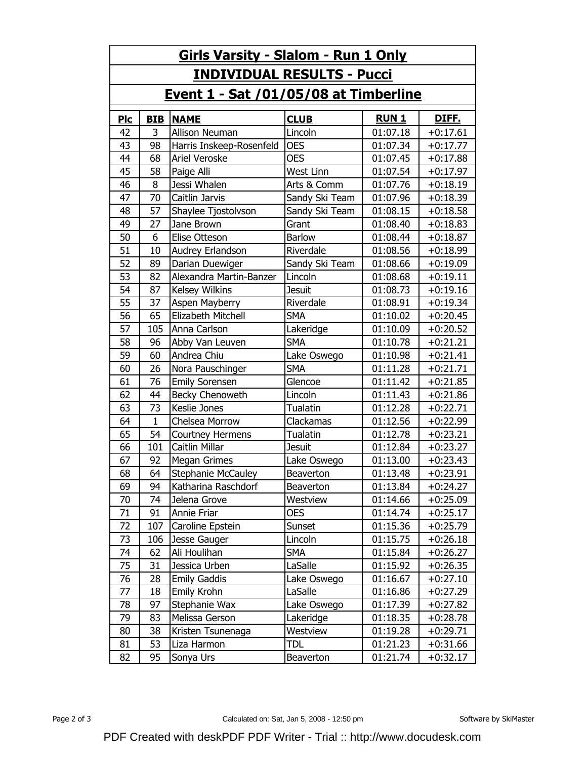## Girls Varsity - Slalom - Run 1 Only

## INDIVIDUAL RESULTS - Pucci

## Event 1 - Sat /01/05/08 at Timberline

| Plc | BIB | NAME | CLUB | RUN 1 | DIFF. |
|---|---|---|---|---|---|
| 42 | 3 | Allison Neuman | Lincoln | 01:07.18 | +0:17.61 |
| 43 | 98 | Harris Inskeep-Rosenfeld | OES | 01:07.34 | +0:17.77 |
| 44 | 68 | Ariel Veroske | OES | 01:07.45 | +0:17.88 |
| 45 | 58 | Paige Alli | West Linn | 01:07.54 | +0:17.97 |
| 46 | 8 | Jessi Whalen | Arts & Comm | 01:07.76 | +0:18.19 |
| 47 | 70 | Caitlin Jarvis | Sandy Ski Team | 01:07.96 | +0:18.39 |
| 48 | 57 | Shaylee Tjostolvson | Sandy Ski Team | 01:08.15 | +0:18.58 |
| 49 | 27 | Jane Brown | Grant | 01:08.40 | +0:18.83 |
| 50 | 6 | Elise Otteson | Barlow | 01:08.44 | +0:18.87 |
| 51 | 10 | Audrey Erlandson | Riverdale | 01:08.56 | +0:18.99 |
| 52 | 89 | Darian Duewiger | Sandy Ski Team | 01:08.66 | +0:19.09 |
| 53 | 82 | Alexandra Martin-Banzer | Lincoln | 01:08.68 | +0:19.11 |
| 54 | 87 | Kelsey Wilkins | Jesuit | 01:08.73 | +0:19.16 |
| 55 | 37 | Aspen Mayberry | Riverdale | 01:08.91 | +0:19.34 |
| 56 | 65 | Elizabeth Mitchell | SMA | 01:10.02 | +0:20.45 |
| 57 | 105 | Anna Carlson | Lakeridge | 01:10.09 | +0:20.52 |
| 58 | 96 | Abby Van Leuven | SMA | 01:10.78 | +0:21.21 |
| 59 | 60 | Andrea Chiu | Lake Oswego | 01:10.98 | +0:21.41 |
| 60 | 26 | Nora Pauschinger | SMA | 01:11.28 | +0:21.71 |
| 61 | 76 | Emily Sorensen | Glencoe | 01:11.42 | +0:21.85 |
| 62 | 44 | Becky Chenoweth | Lincoln | 01:11.43 | +0:21.86 |
| 63 | 73 | Keslie Jones | Tualatin | 01:12.28 | +0:22.71 |
| 64 | 1 | Chelsea Morrow | Clackamas | 01:12.56 | +0:22.99 |
| 65 | 54 | Courtney Hermens | Tualatin | 01:12.78 | +0:23.21 |
| 66 | 101 | Caitlin Millar | Jesuit | 01:12.84 | +0:23.27 |
| 67 | 92 | Megan Grimes | Lake Oswego | 01:13.00 | +0:23.43 |
| 68 | 64 | Stephanie McCauley | Beaverton | 01:13.48 | +0:23.91 |
| 69 | 94 | Katharina Raschdorf | Beaverton | 01:13.84 | +0:24.27 |
| 70 | 74 | Jelena Grove | Westview | 01:14.66 | +0:25.09 |
| 71 | 91 | Annie Friar | OES | 01:14.74 | +0:25.17 |
| 72 | 107 | Caroline Epstein | Sunset | 01:15.36 | +0:25.79 |
| 73 | 106 | Jesse Gauger | Lincoln | 01:15.75 | +0:26.18 |
| 74 | 62 | Ali Houlihan | SMA | 01:15.84 | +0:26.27 |
| 75 | 31 | Jessica Urben | LaSalle | 01:15.92 | +0:26.35 |
| 76 | 28 | Emily Gaddis | Lake Oswego | 01:16.67 | +0:27.10 |
| 77 | 18 | Emily Krohn | LaSalle | 01:16.86 | +0:27.29 |
| 78 | 97 | Stephanie Wax | Lake Oswego | 01:17.39 | +0:27.82 |
| 79 | 83 | Melissa Gerson | Lakeridge | 01:18.35 | +0:28.78 |
| 80 | 38 | Kristen Tsunenaga | Westview | 01:19.28 | +0:29.71 |
| 81 | 53 | Liza Harmon | TDL | 01:21.23 | +0:31.66 |
| 82 | 95 | Sonya Urs | Beaverton | 01:21.74 | +0:32.17 |

Calculated on: Sat, Jan 5, 2008 - 12:50 pm

Software by SkiMaster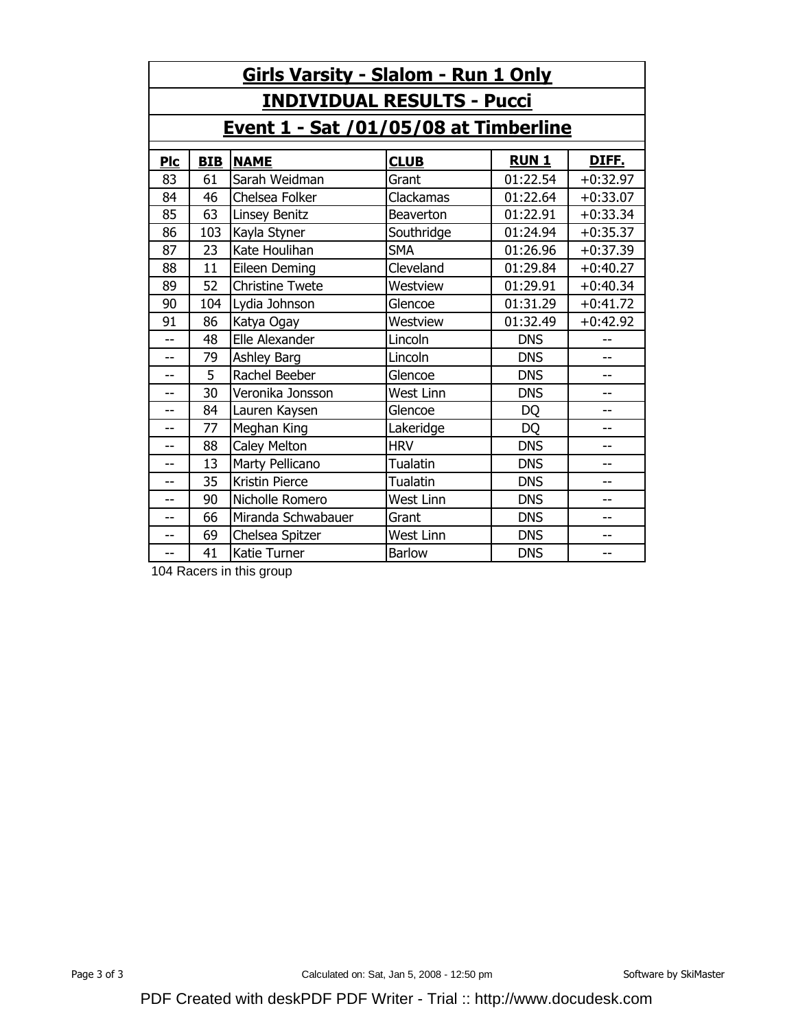# Girls Varsity - Slalom - Run 1 Only

## INDIVIDUAL RESULTS - Pucci

## Event 1 - Sat /01/05/08 at Timberline

| Plc | BIB | NAME | CLUB | RUN 1 | DIFF. |
|---|---|---|---|---|---|
| 83 | 61 | Sarah Weidman | Grant | 01:22.54 | +0:32.97 |
| 84 | 46 | Chelsea Folker | Clackamas | 01:22.64 | +0:33.07 |
| 85 | 63 | Linsey Benitz | Beaverton | 01:22.91 | +0:33.34 |
| 86 | 103 | Kayla Styner | Southridge | 01:24.94 | +0:35.37 |
| 87 | 23 | Kate Houlihan | SMA | 01:26.96 | +0:37.39 |
| 88 | 11 | Eileen Deming | Cleveland | 01:29.84 | +0:40.27 |
| 89 | 52 | Christine Twete | Westview | 01:29.91 | +0:40.34 |
| 90 | 104 | Lydia Johnson | Glencoe | 01:31.29 | +0:41.72 |
| 91 | 86 | Katya Ogay | Westview | 01:32.49 | +0:42.92 |
| -- | 48 | Elle Alexander | Lincoln | DNS | -- |
| -- | 79 | Ashley Barg | Lincoln | DNS | -- |
| -- | 5 | Rachel Beeber | Glencoe | DNS | -- |
| -- | 30 | Veronika Jonsson | West Linn | DNS | -- |
| -- | 84 | Lauren Kaysen | Glencoe | DQ | -- |
| -- | 77 | Meghan King | Lakeridge | DQ | -- |
| -- | 88 | Caley Melton | HRV | DNS | -- |
| -- | 13 | Marty Pellicano | Tualatin | DNS | -- |
| -- | 35 | Kristin Pierce | Tualatin | DNS | -- |
| -- | 90 | Nicholle Romero | West Linn | DNS | -- |
| -- | 66 | Miranda Schwabauer | Grant | DNS | -- |
| -- | 69 | Chelsea Spitzer | West Linn | DNS | -- |
| -- | 41 | Katie Turner | Barlow | DNS | -- |

104 Racers in this group

Calculated on: Sat, Jan 5, 2008 - 12:50 pm

Software by SkiMaster

PDF Created with deskPDF PDF Writer - Trial :: http://www.docudesk.com